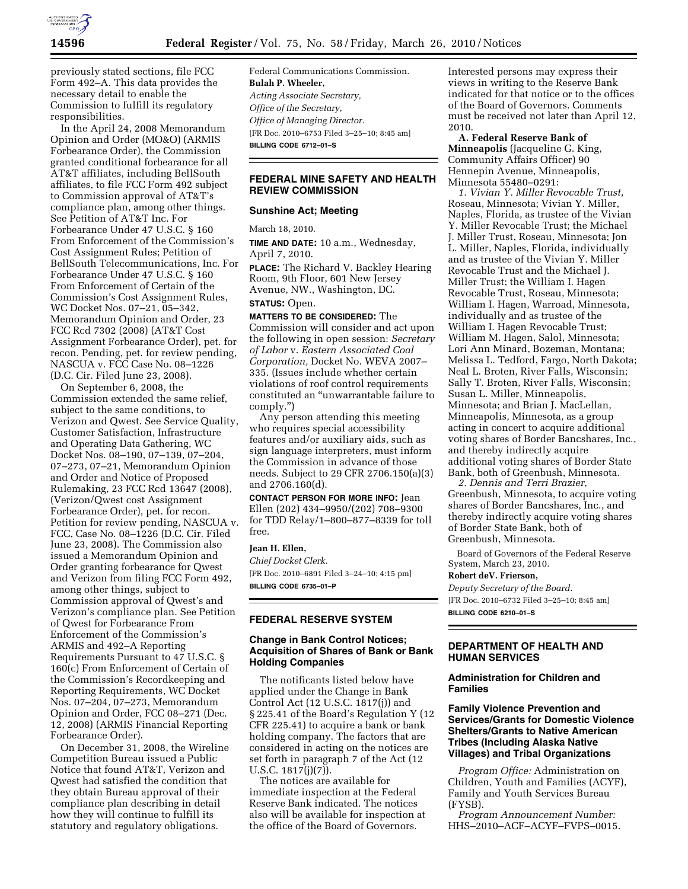previously stated sections, file FCC Form 492–A. This data provides the necessary detail to enable the Commission to fulfill its regulatory responsibilities.

In the April 24, 2008 Memorandum Opinion and Order (MO&O) (ARMIS Forbearance Order), the Commission granted conditional forbearance for all AT&T affiliates, including BellSouth affiliates, to file FCC Form 492 subject to Commission approval of AT&T's compliance plan, among other things. See Petition of AT&T Inc. For Forbearance Under 47 U.S.C. § 160 From Enforcement of the Commission's Cost Assignment Rules; Petition of BellSouth Telecommunications, Inc. For Forbearance Under 47 U.S.C. § 160 From Enforcement of Certain of the Commission's Cost Assignment Rules, WC Docket Nos. 07–21, 05–342, Memorandum Opinion and Order, 23 FCC Rcd 7302 (2008) (AT&T Cost Assignment Forbearance Order), pet. for recon. Pending, pet. for review pending, NASCUA v. FCC Case No. 08–1226 (D.C. Cir. Filed June 23, 2008).

On September 6, 2008, the Commission extended the same relief, subject to the same conditions, to Verizon and Qwest. See Service Quality, Customer Satisfaction, Infrastructure and Operating Data Gathering, WC Docket Nos. 08–190, 07–139, 07–204, 07–273, 07–21, Memorandum Opinion and Order and Notice of Proposed Rulemaking, 23 FCC Rcd 13647 (2008), (Verizon/Qwest cost Assignment Forbearance Order), pet. for recon. Petition for review pending, NASCUA v. FCC, Case No. 08–1226 (D.C. Cir. Filed June 23, 2008). The Commission also issued a Memorandum Opinion and Order granting forbearance for Qwest and Verizon from filing FCC Form 492, among other things, subject to Commission approval of Qwest's and Verizon's compliance plan. See Petition of Qwest for Forbearance From Enforcement of the Commission's ARMIS and 492–A Reporting Requirements Pursuant to 47 U.S.C. § 160(c) From Enforcement of Certain of the Commission's Recordkeeping and Reporting Requirements, WC Docket Nos. 07–204, 07–273, Memorandum Opinion and Order, FCC 08–271 (Dec. 12, 2008) (ARMIS Financial Reporting Forbearance Order).

On December 31, 2008, the Wireline Competition Bureau issued a Public Notice that found AT&T, Verizon and Qwest had satisfied the condition that they obtain Bureau approval of their compliance plan describing in detail how they will continue to fulfill its statutory and regulatory obligations.

Federal Communications Commission.

**Bulah P. Wheeler,**

*Acting Associate Secretary, Office of the Secretary, Office of Managing Director.*

[FR Doc. 2010–6753 Filed 3–25–10; 8:45 am]

**BILLING CODE 6712–01–S**

## FEDERAL MINE SAFETY AND HEALTH REVIEW COMMISSION

### Sunshine Act; Meeting

March 18, 2010.

**TIME AND DATE:** 10 a.m., Wednesday, April 7, 2010.

**PLACE:** The Richard V. Backley Hearing Room, 9th Floor, 601 New Jersey Avenue, NW., Washington, DC.

**STATUS:** Open.

**MATTERS TO BE CONSIDERED:** The Commission will consider and act upon the following in open session: *Secretary of Labor* v. *Eastern Associated Coal Corporation,* Docket No. WEVA 2007–335. (Issues include whether certain violations of roof control requirements constituted an "unwarrantable failure to comply.")

Any person attending this meeting who requires special accessibility features and/or auxiliary aids, such as sign language interpreters, must inform the Commission in advance of those needs. Subject to 29 CFR 2706.150(a)(3) and 2706.160(d).

**CONTACT PERSON FOR MORE INFO:** Jean Ellen (202) 434–9950/(202) 708–9300 for TDD Relay/1–800–877–8339 for toll free.

**Jean H. Ellen,**

*Chief Docket Clerk.*

[FR Doc. 2010–6891 Filed 3–24–10; 4:15 pm]

**BILLING CODE 6735–01–P**

## FEDERAL RESERVE SYSTEM

### Change in Bank Control Notices; Acquisition of Shares of Bank or Bank Holding Companies

The notificants listed below have applied under the Change in Bank Control Act (12 U.S.C. 1817(j)) and § 225.41 of the Board's Regulation Y (12 CFR 225.41) to acquire a bank or bank holding company. The factors that are considered in acting on the notices are set forth in paragraph 7 of the Act (12 U.S.C. 1817(j)(7)).

The notices are available for immediate inspection at the Federal Reserve Bank indicated. The notices also will be available for inspection at the office of the Board of Governors. Interested persons may express their views in writing to the Reserve Bank indicated for that notice or to the offices of the Board of Governors. Comments must be received not later than April 12, 2010.

**A. Federal Reserve Bank of Minneapolis** (Jacqueline G. King, Community Affairs Officer) 90 Hennepin Avenue, Minneapolis, Minnesota 55480–0291:

*1. Vivian Y. Miller Revocable Trust*, Roseau, Minnesota; Vivian Y. Miller, Naples, Florida, as trustee of the Vivian Y. Miller Revocable Trust; the Michael J. Miller Trust, Roseau, Minnesota; Jon L. Miller, Naples, Florida, individually and as trustee of the Vivian Y. Miller Revocable Trust and the Michael J. Miller Trust; the William I. Hagen Revocable Trust, Roseau, Minnesota; William I. Hagen, Warroad, Minnesota, individually and as trustee of the William I. Hagen Revocable Trust; William M. Hagen, Salol, Minnesota; Lori Ann Minard, Bozeman, Montana; Melissa L. Tedford, Fargo, North Dakota; Neal L. Broten, River Falls, Wisconsin; Sally T. Broten, River Falls, Wisconsin; Susan L. Miller, Minneapolis, Minnesota; and Brian J. MacLellan, Minneapolis, Minnesota, as a group acting in concert to acquire additional voting shares of Border Bancshares, Inc., and thereby indirectly acquire additional voting shares of Border State Bank, both of Greenbush, Minnesota.

*2. Dennis and Terri Brazier*, Greenbush, Minnesota, to acquire voting shares of Border Bancshares, Inc., and thereby indirectly acquire voting shares of Border State Bank, both of Greenbush, Minnesota.

Board of Governors of the Federal Reserve System, March 23, 2010.

**Robert deV. Frierson,**

*Deputy Secretary of the Board.*

[FR Doc. 2010–6732 Filed 3–25–10; 8:45 am]

**BILLING CODE 6210–01–S**

## DEPARTMENT OF HEALTH AND HUMAN SERVICES

### Administration for Children and Families

### Family Violence Prevention and Services/Grants for Domestic Violence Shelters/Grants to Native American Tribes (Including Alaska Native Villages) and Tribal Organizations

*Program Office:* Administration on Children, Youth and Families (ACYF), Family and Youth Services Bureau (FYSB).

*Program Announcement Number:* HHS–2010–ACF–ACYF–FVPS–0015.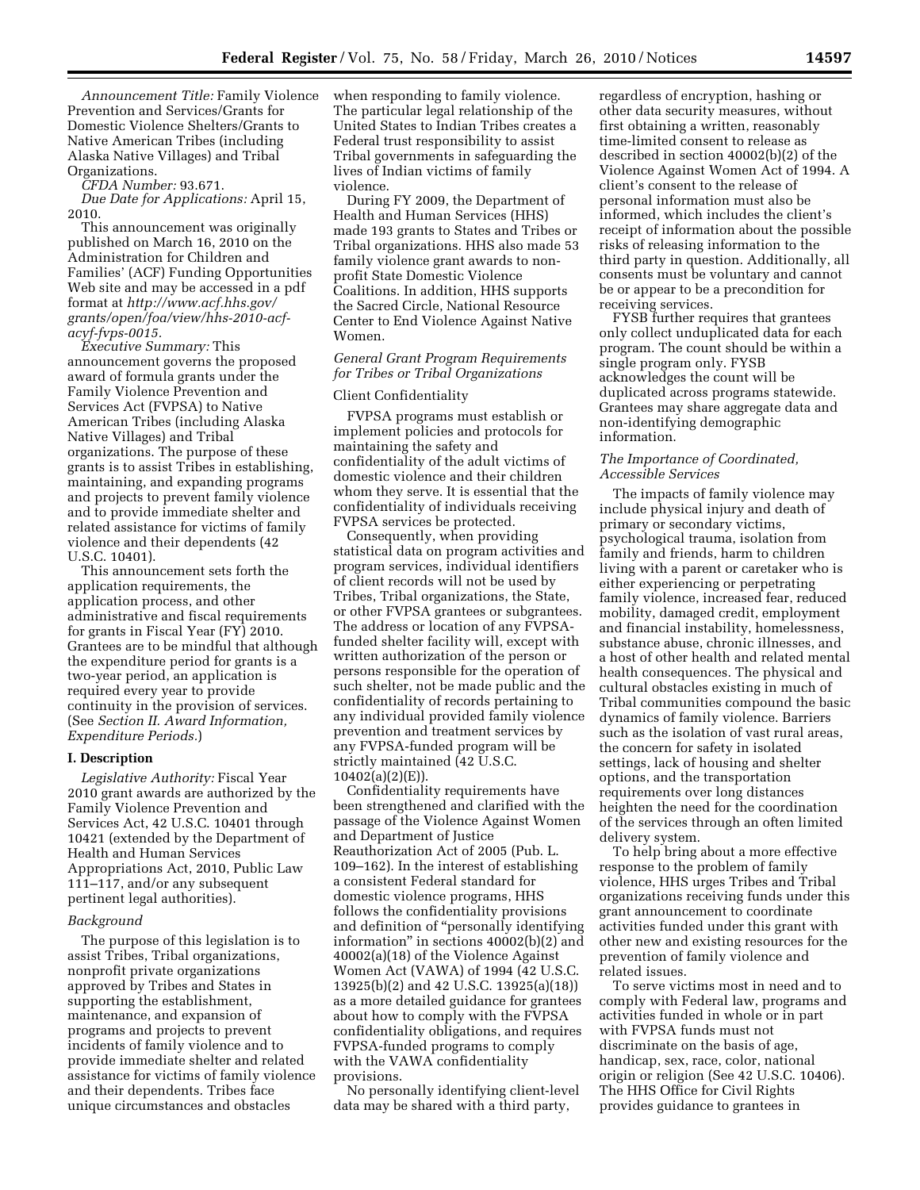*Announcement Title:* Family Violence Prevention and Services/Grants for Domestic Violence Shelters/Grants to Native American Tribes (including Alaska Native Villages) and Tribal Organizations.

*CFDA Number:* 93.671.

*Due Date for Applications:* April 15, 2010.

This announcement was originally published on March 16, 2010 on the Administration for Children and Families' (ACF) Funding Opportunities Web site and may be accessed in a pdf format at *http://www.acf.hhs.gov/grants/open/foa/view/hhs-2010-acf-acyf-fvps-0015.*

*Executive Summary:* This announcement governs the proposed award of formula grants under the Family Violence Prevention and Services Act (FVPSA) to Native American Tribes (including Alaska Native Villages) and Tribal organizations. The purpose of these grants is to assist Tribes in establishing, maintaining, and expanding programs and projects to prevent family violence and to provide immediate shelter and related assistance for victims of family violence and their dependents (42 U.S.C. 10401).

This announcement sets forth the application requirements, the application process, and other administrative and fiscal requirements for grants in Fiscal Year (FY) 2010. Grantees are to be mindful that although the expenditure period for grants is a two-year period, an application is required every year to provide continuity in the provision of services. (See *Section II. Award Information, Expenditure Periods.*)

## I. Description

*Legislative Authority:* Fiscal Year 2010 grant awards are authorized by the Family Violence Prevention and Services Act, 42 U.S.C. 10401 through 10421 (extended by the Department of Health and Human Services Appropriations Act, 2010, Public Law 111–117, and/or any subsequent pertinent legal authorities).

### *Background*

The purpose of this legislation is to assist Tribes, Tribal organizations, nonprofit private organizations approved by Tribes and States in supporting the establishment, maintenance, and expansion of programs and projects to prevent incidents of family violence and to provide immediate shelter and related assistance for victims of family violence and their dependents. Tribes face unique circumstances and obstacles when responding to family violence. The particular legal relationship of the United States to Indian Tribes creates a Federal trust responsibility to assist Tribal governments in safeguarding the lives of Indian victims of family violence.

During FY 2009, the Department of Health and Human Services (HHS) made 193 grants to States and Tribes or Tribal organizations. HHS also made 53 family violence grant awards to non-profit State Domestic Violence Coalitions. In addition, HHS supports the Sacred Circle, National Resource Center to End Violence Against Native Women.

### *General Grant Program Requirements for Tribes or Tribal Organizations*

#### Client Confidentiality

FVPSA programs must establish or implement policies and protocols for maintaining the safety and confidentiality of the adult victims of domestic violence and their children whom they serve. It is essential that the confidentiality of individuals receiving FVPSA services be protected.

Consequently, when providing statistical data on program activities and program services, individual identifiers of client records will not be used by Tribes, Tribal organizations, the State, or other FVPSA grantees or subgrantees. The address or location of any FVPSA-funded shelter facility will, except with written authorization of the person or persons responsible for the operation of such shelter, not be made public and the confidentiality of records pertaining to any individual provided family violence prevention and treatment services by any FVPSA-funded program will be strictly maintained (42 U.S.C. 10402(a)(2)(E)).

Confidentiality requirements have been strengthened and clarified with the passage of the Violence Against Women and Department of Justice Reauthorization Act of 2005 (Pub. L. 109–162). In the interest of establishing a consistent Federal standard for domestic violence programs, HHS follows the confidentiality provisions and definition of "personally identifying information" in sections 40002(b)(2) and 40002(a)(18) of the Violence Against Women Act (VAWA) of 1994 (42 U.S.C. 13925(b)(2) and 42 U.S.C. 13925(a)(18)) as a more detailed guidance for grantees about how to comply with the FVPSA confidentiality obligations, and requires FVPSA-funded programs to comply with the VAWA confidentiality provisions.

No personally identifying client-level data may be shared with a third party, regardless of encryption, hashing or other data security measures, without first obtaining a written, reasonably time-limited consent to release as described in section 40002(b)(2) of the Violence Against Women Act of 1994. A client's consent to the release of personal information must also be informed, which includes the client's receipt of information about the possible risks of releasing information to the third party in question. Additionally, all consents must be voluntary and cannot be or appear to be a precondition for receiving services.

FYSB further requires that grantees only collect unduplicated data for each program. The count should be within a single program only. FYSB acknowledges the count will be duplicated across programs statewide. Grantees may share aggregate data and non-identifying demographic information.

### *The Importance of Coordinated, Accessible Services*

The impacts of family violence may include physical injury and death of primary or secondary victims, psychological trauma, isolation from family and friends, harm to children living with a parent or caretaker who is either experiencing or perpetrating family violence, increased fear, reduced mobility, damaged credit, employment and financial instability, homelessness, substance abuse, chronic illnesses, and a host of other health and related mental health consequences. The physical and cultural obstacles existing in much of Tribal communities compound the basic dynamics of family violence. Barriers such as the isolation of vast rural areas, the concern for safety in isolated settings, lack of housing and shelter options, and the transportation requirements over long distances heighten the need for the coordination of the services through an often limited delivery system.

To help bring about a more effective response to the problem of family violence, HHS urges Tribes and Tribal organizations receiving funds under this grant announcement to coordinate activities funded under this grant with other new and existing resources for the prevention of family violence and related issues.

To serve victims most in need and to comply with Federal law, programs and activities funded in whole or in part with FVPSA funds must not discriminate on the basis of age, handicap, sex, race, color, national origin or religion (See 42 U.S.C. 10406). The HHS Office for Civil Rights provides guidance to grantees in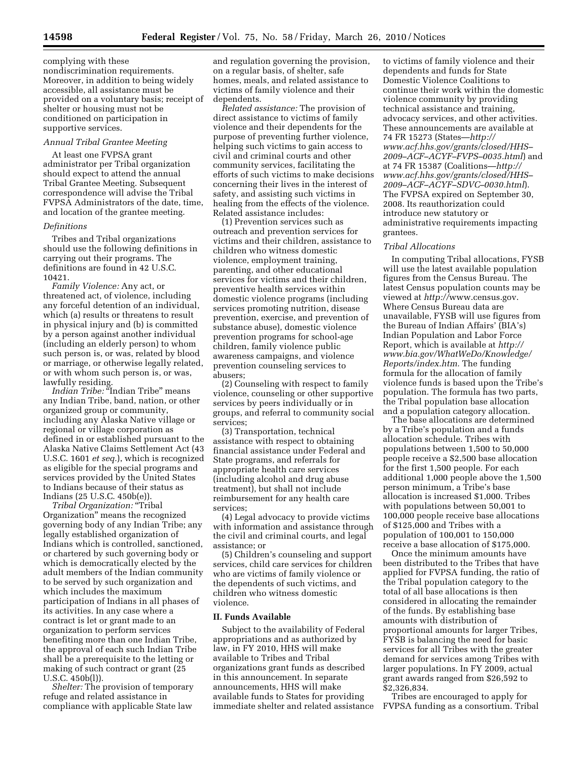complying with these nondiscrimination requirements. Moreover, in addition to being widely accessible, all assistance must be provided on a voluntary basis; receipt of shelter or housing must not be conditioned on participation in supportive services.

*Annual Tribal Grantee Meeting*

At least one FVPSA grant administrator per Tribal organization should expect to attend the annual Tribal Grantee Meeting. Subsequent correspondence will advise the Tribal FVPSA Administrators of the date, time, and location of the grantee meeting.

*Definitions*

Tribes and Tribal organizations should use the following definitions in carrying out their programs. The definitions are found in 42 U.S.C. 10421.

*Family Violence:* Any act, or threatened act, of violence, including any forceful detention of an individual, which (a) results or threatens to result in physical injury and (b) is committed by a person against another individual (including an elderly person) to whom such person is, or was, related by blood or marriage, or otherwise legally related, or with whom such person is, or was, lawfully residing.

*Indian Tribe:* "Indian Tribe" means any Indian Tribe, band, nation, or other organized group or community, including any Alaska Native village or regional or village corporation as defined in or established pursuant to the Alaska Native Claims Settlement Act (43 U.S.C. 1601 *et seq.*), which is recognized as eligible for the special programs and services provided by the United States to Indians because of their status as Indians (25 U.S.C. 450b(e)).

*Tribal Organization:* "Tribal Organization" means the recognized governing body of any Indian Tribe; any legally established organization of Indians which is controlled, sanctioned, or chartered by such governing body or which is democratically elected by the adult members of the Indian community to be served by such organization and which includes the maximum participation of Indians in all phases of its activities. In any case where a contract is let or grant made to an organization to perform services benefiting more than one Indian Tribe, the approval of each such Indian Tribe shall be a prerequisite to the letting or making of such contract or grant (25 U.S.C. 450b(l)).

*Shelter:* The provision of temporary refuge and related assistance in compliance with applicable State law and regulation governing the provision, on a regular basis, of shelter, safe homes, meals, and related assistance to victims of family violence and their dependents.

*Related assistance:* The provision of direct assistance to victims of family violence and their dependents for the purpose of preventing further violence, helping such victims to gain access to civil and criminal courts and other community services, facilitating the efforts of such victims to make decisions concerning their lives in the interest of safety, and assisting such victims in healing from the effects of the violence. Related assistance includes:

(1) Prevention services such as outreach and prevention services for victims and their children, assistance to children who witness domestic violence, employment training, parenting, and other educational services for victims and their children, preventive health services within domestic violence programs (including services promoting nutrition, disease prevention, exercise, and prevention of substance abuse), domestic violence prevention programs for school-age children, family violence public awareness campaigns, and violence prevention counseling services to abusers;

(2) Counseling with respect to family violence, counseling or other supportive services by peers individually or in groups, and referral to community social services;

(3) Transportation, technical assistance with respect to obtaining financial assistance under Federal and State programs, and referrals for appropriate health care services (including alcohol and drug abuse treatment), but shall not include reimbursement for any health care services;

(4) Legal advocacy to provide victims with information and assistance through the civil and criminal courts, and legal assistance; or

(5) Children's counseling and support services, child care services for children who are victims of family violence or the dependents of such victims, and children who witness domestic violence.

## II. Funds Available

Subject to the availability of Federal appropriations and as authorized by law, in FY 2010, HHS will make available to Tribes and Tribal organizations grant funds as described in this announcement. In separate announcements, HHS will make available funds to States for providing immediate shelter and related assistance to victims of family violence and their dependents and funds for State Domestic Violence Coalitions to continue their work within the domestic violence community by providing technical assistance and training, advocacy services, and other activities. These announcements are available at 74 FR 15273 (States—*http://www.acf.hhs.gov/grants/closed/HHS–2009–ACF–ACYF–FVPS–0035.html*) and at 74 FR 15387 (Coalitions—*http://www.acf.hhs.gov/grants/closed/HHS–2009–ACF–ACYF–SDVC–0030.html*). The FVPSA expired on September 30, 2008. Its reauthorization could introduce new statutory or administrative requirements impacting grantees.

*Tribal Allocations*

In computing Tribal allocations, FYSB will use the latest available population figures from the Census Bureau. The latest Census population counts may be viewed at *http://*www.census.gov. Where Census Bureau data are unavailable, FYSB will use figures from the Bureau of Indian Affairs' (BIA's) Indian Population and Labor Force Report, which is available at *http://www.bia.gov/WhatWeDo/Knowledge/Reports/index.htm.* The funding formula for the allocation of family violence funds is based upon the Tribe's population. The formula has two parts, the Tribal population base allocation and a population category allocation.

The base allocations are determined by a Tribe's population and a funds allocation schedule. Tribes with populations between 1,500 to 50,000 people receive a $2,500 base allocation for the first 1,500 people. For each additional 1,000 people above the 1,500 person minimum, a Tribe's base allocation is increased $1,000. Tribes with populations between 50,001 to 100,000 people receive base allocations of $125,000 and Tribes with a population of 100,001 to 150,000 receive a base allocation of $175,000.

Once the minimum amounts have been distributed to the Tribes that have applied for FVPSA funding, the ratio of the Tribal population category to the total of all base allocations is then considered in allocating the remainder of the funds. By establishing base amounts with distribution of proportional amounts for larger Tribes, FYSB is balancing the need for basic services for all Tribes with the greater demand for services among Tribes with larger populations. In FY 2009, actual grant awards ranged from $26,592 to $2,326,834.

Tribes are encouraged to apply for FVPSA funding as a consortium. Tribal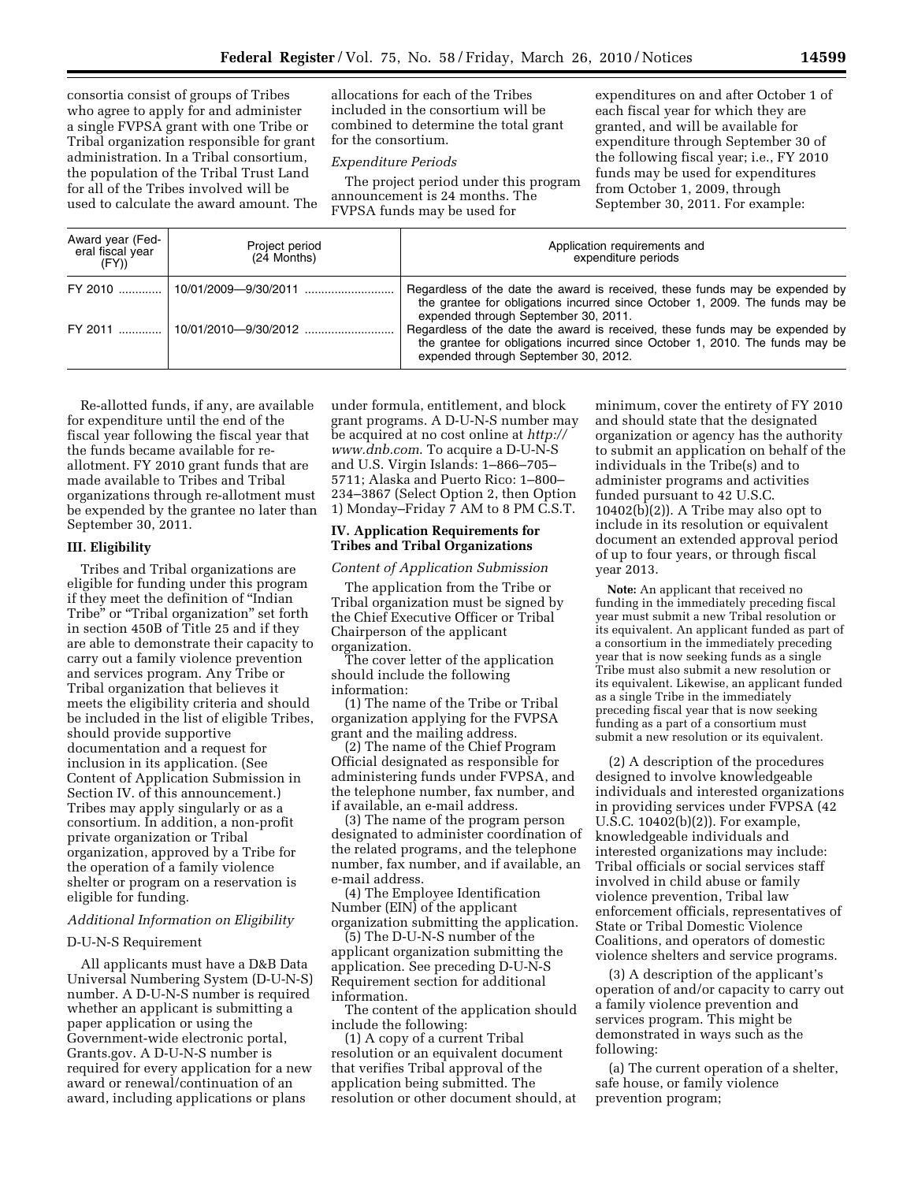consortia consist of groups of Tribes who agree to apply for and administer a single FVPSA grant with one Tribe or Tribal organization responsible for grant administration. In a Tribal consortium, the population of the Tribal Trust Land for all of the Tribes involved will be used to calculate the award amount. The allocations for each of the Tribes included in the consortium will be combined to determine the total grant for the consortium.

*Expenditure Periods*

The project period under this program announcement is 24 months. The FVPSA funds may be used for expenditures on and after October 1 of each fiscal year for which they are granted, and will be available for expenditure through September 30 of the following fiscal year; i.e., FY 2010 funds may be used for expenditures from October 1, 2009, through September 30, 2011. For example:

| Award year (Federal fiscal year (FY)) | Project period (24 Months) | Application requirements and expenditure periods |
|---|---|---|
| FY 2010 | 10/01/2009—9/30/2011 | Regardless of the date the award is received, these funds may be expended by the grantee for obligations incurred since October 1, 2009. The funds may be expended through September 30, 2011. |
| FY 2011 | 10/01/2010—9/30/2012 | Regardless of the date the award is received, these funds may be expended by the grantee for obligations incurred since October 1, 2010. The funds may be expended through September 30, 2012. |

Re-allotted funds, if any, are available for expenditure until the end of the fiscal year following the fiscal year that the funds became available for re-allotment. FY 2010 grant funds that are made available to Tribes and Tribal organizations through re-allotment must be expended by the grantee no later than September 30, 2011.

### III. Eligibility

Tribes and Tribal organizations are eligible for funding under this program if they meet the definition of "Indian Tribe" or "Tribal organization" set forth in section 450B of Title 25 and if they are able to demonstrate their capacity to carry out a family violence prevention and services program. Any Tribe or Tribal organization that believes it meets the eligibility criteria and should be included in the list of eligible Tribes, should provide supportive documentation and a request for inclusion in its application. (See Content of Application Submission in Section IV. of this announcement.) Tribes may apply singularly or as a consortium. In addition, a non-profit private organization or Tribal organization, approved by a Tribe for the operation of a family violence shelter or program on a reservation is eligible for funding.

*Additional Information on Eligibility*

D-U-N-S Requirement

All applicants must have a D&B Data Universal Numbering System (D-U-N-S) number. A D-U-N-S number is required whether an applicant is submitting a paper application or using the Government-wide electronic portal, Grants.gov. A D-U-N-S number is required for every application for a new award or renewal/continuation of an award, including applications or plans under formula, entitlement, and block grant programs. A D-U-N-S number may be acquired at no cost online at *http://www.dnb.com*. To acquire a D-U-N-S and U.S. Virgin Islands: 1–866–705–5711; Alaska and Puerto Rico: 1–800–234–3867 (Select Option 2, then Option 1) Monday–Friday 7 AM to 8 PM C.S.T.

### IV. Application Requirements for Tribes and Tribal Organizations

*Content of Application Submission*

The application from the Tribe or Tribal organization must be signed by the Chief Executive Officer or Tribal Chairperson of the applicant organization.

The cover letter of the application should include the following information:

(1) The name of the Tribe or Tribal organization applying for the FVPSA grant and the mailing address.

(2) The name of the Chief Program Official designated as responsible for administering funds under FVPSA, and the telephone number, fax number, and if available, an e-mail address.

(3) The name of the program person designated to administer coordination of the related programs, and the telephone number, fax number, and if available, an e-mail address.

(4) The Employee Identification Number (EIN) of the applicant organization submitting the application.

(5) The D-U-N-S number of the applicant organization submitting the application. See preceding D-U-N-S Requirement section for additional information.

The content of the application should include the following:

(1) A copy of a current Tribal resolution or an equivalent document that verifies Tribal approval of the application being submitted. The resolution or other document should, at minimum, cover the entirety of FY 2010 and should state that the designated organization or agency has the authority to submit an application on behalf of the individuals in the Tribe(s) and to administer programs and activities funded pursuant to 42 U.S.C. 10402(b)(2)). A Tribe may also opt to include in its resolution or equivalent document an extended approval period of up to four years, or through fiscal year 2013.

**Note:** An applicant that received no funding in the immediately preceding fiscal year must submit a new Tribal resolution or its equivalent. An applicant funded as part of a consortium in the immediately preceding year that is now seeking funds as a single Tribe must also submit a new resolution or its equivalent. Likewise, an applicant funded as a single Tribe in the immediately preceding fiscal year that is now seeking funding as a part of a consortium must submit a new resolution or its equivalent.

(2) A description of the procedures designed to involve knowledgeable individuals and interested organizations in providing services under FVPSA (42 U.S.C. 10402(b)(2)). For example, knowledgeable individuals and interested organizations may include: Tribal officials or social services staff involved in child abuse or family violence prevention, Tribal law enforcement officials, representatives of State or Tribal Domestic Violence Coalitions, and operators of domestic violence shelters and service programs.

(3) A description of the applicant's operation of and/or capacity to carry out a family violence prevention and services program. This might be demonstrated in ways such as the following:

(a) The current operation of a shelter, safe house, or family violence prevention program;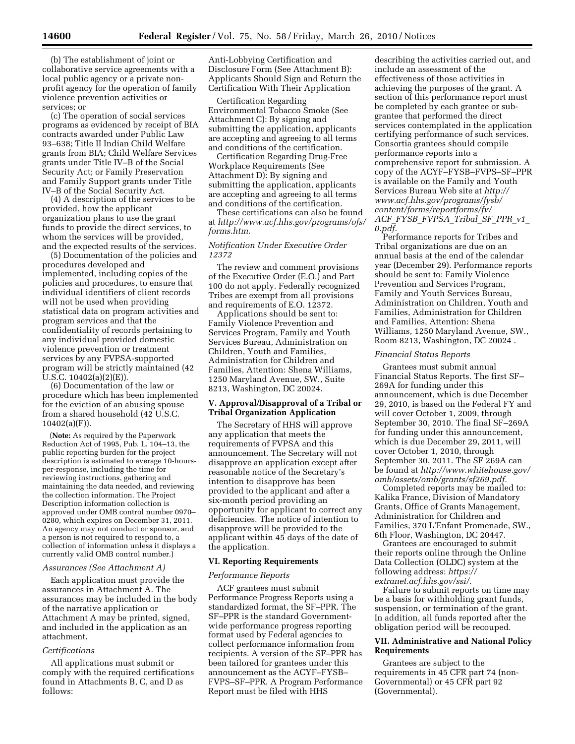(b) The establishment of joint or collaborative service agreements with a local public agency or a private non-profit agency for the operation of family violence prevention activities or services; or

(c) The operation of social services programs as evidenced by receipt of BIA contracts awarded under Public Law 93–638; Title II Indian Child Welfare grants from BIA; Child Welfare Services grants under Title IV–B of the Social Security Act; or Family Preservation and Family Support grants under Title IV–B of the Social Security Act.

(4) A description of the services to be provided, how the applicant organization plans to use the grant funds to provide the direct services, to whom the services will be provided, and the expected results of the services.

(5) Documentation of the policies and procedures developed and implemented, including copies of the policies and procedures, to ensure that individual identifiers of client records will not be used when providing statistical data on program activities and program services and that the confidentiality of records pertaining to any individual provided domestic violence prevention or treatment services by any FVPSA-supported program will be strictly maintained (42 U.S.C. 10402(a)(2)(E)).

(6) Documentation of the law or procedure which has been implemented for the eviction of an abusing spouse from a shared household (42 U.S.C. 10402(a)(F)).

(**Note:** As required by the Paperwork Reduction Act of 1995, Pub. L. 104–13, the public reporting burden for the project description is estimated to average 10-hours-per-response, including the time for reviewing instructions, gathering and maintaining the data needed, and reviewing the collection information. The Project Description information collection is approved under OMB control number 0970–0280, which expires on December 31, 2011. An agency may not conduct or sponsor, and a person is not required to respond to, a collection of information unless it displays a currently valid OMB control number.)

*Assurances (See Attachment A)*

Each application must provide the assurances in Attachment A. The assurances may be included in the body of the narrative application or Attachment A may be printed, signed, and included in the application as an attachment.

*Certifications*

All applications must submit or comply with the required certifications found in Attachments B, C, and D as follows:

Anti-Lobbying Certification and Disclosure Form (See Attachment B): Applicants Should Sign and Return the Certification With Their Application

Certification Regarding Environmental Tobacco Smoke (See Attachment C): By signing and submitting the application, applicants are accepting and agreeing to all terms and conditions of the certification.

Certification Regarding Drug-Free Workplace Requirements (See Attachment D): By signing and submitting the application, applicants are accepting and agreeing to all terms and conditions of the certification.

These certifications can also be found at *http://www.acf.hhs.gov/programs/ofs/forms.htm.*

*Notification Under Executive Order 12372*

The review and comment provisions of the Executive Order (E.O.) and Part 100 do not apply. Federally recognized Tribes are exempt from all provisions and requirements of E.O. 12372.

Applications should be sent to: Family Violence Prevention and Services Program, Family and Youth Services Bureau, Administration on Children, Youth and Families, Administration for Children and Families, Attention: Shena Williams, 1250 Maryland Avenue, SW., Suite 8213, Washington, DC 20024.

## V. Approval/Disapproval of a Tribal or Tribal Organization Application

The Secretary of HHS will approve any application that meets the requirements of FVPSA and this announcement. The Secretary will not disapprove an application except after reasonable notice of the Secretary's intention to disapprove has been provided to the applicant and after a six-month period providing an opportunity for applicant to correct any deficiencies. The notice of intention to disapprove will be provided to the applicant within 45 days of the date of the application.

## VI. Reporting Requirements

*Performance Reports*

ACF grantees must submit Performance Progress Reports using a standardized format, the SF–PPR. The SF–PPR is the standard Government-wide performance progress reporting format used by Federal agencies to collect performance information from recipients. A version of the SF–PPR has been tailored for grantees under this announcement as the ACYF–FYSB–FVPS–SF–PPR. A Program Performance Report must be filed with HHS describing the activities carried out, and include an assessment of the effectiveness of those activities in achieving the purposes of the grant. A section of this performance report must be completed by each grantee or sub-grantee that performed the direct services contemplated in the application certifying performance of such services. Consortia grantees should compile performance reports into a comprehensive report for submission. A copy of the ACYF–FYSB–FVPS–SF–PPR is available on the Family and Youth Services Bureau Web site at *http://www.acf.hhs.gov/programs/fysb/content/forms/reportforms/fv/ACF_FYSB_FVPSA_Tribal_SF_PPR_v1_0.pdf.*

Performance reports for Tribes and Tribal organizations are due on an annual basis at the end of the calendar year (December 29). Performance reports should be sent to: Family Violence Prevention and Services Program, Family and Youth Services Bureau, Administration on Children, Youth and Families, Administration for Children and Families, Attention: Shena Williams, 1250 Maryland Avenue, SW., Room 8213, Washington, DC 20024 .

*Financial Status Reports*

Grantees must submit annual Financial Status Reports. The first SF–269A for funding under this announcement, which is due December 29, 2010, is based on the Federal FY and will cover October 1, 2009, through September 30, 2010. The final SF–269A for funding under this announcement, which is due December 29, 2011, will cover October 1, 2010, through September 30, 2011. The SF 269A can be found at *http://www.whitehouse.gov/omb/assets/omb/grants/sf269.pdf.*

Completed reports may be mailed to: Kalika France, Division of Mandatory Grants, Office of Grants Management, Administration for Children and Families, 370 L'Enfant Promenade, SW., 6th Floor, Washington, DC 20447.

Grantees are encouraged to submit their reports online through the Online Data Collection (OLDC) system at the following address: *https://extranet.acf.hhs.gov/ssi/.*

Failure to submit reports on time may be a basis for withholding grant funds, suspension, or termination of the grant. In addition, all funds reported after the obligation period will be recouped.

## VII. Administrative and National Policy Requirements

Grantees are subject to the requirements in 45 CFR part 74 (non-Governmental) or 45 CFR part 92 (Governmental).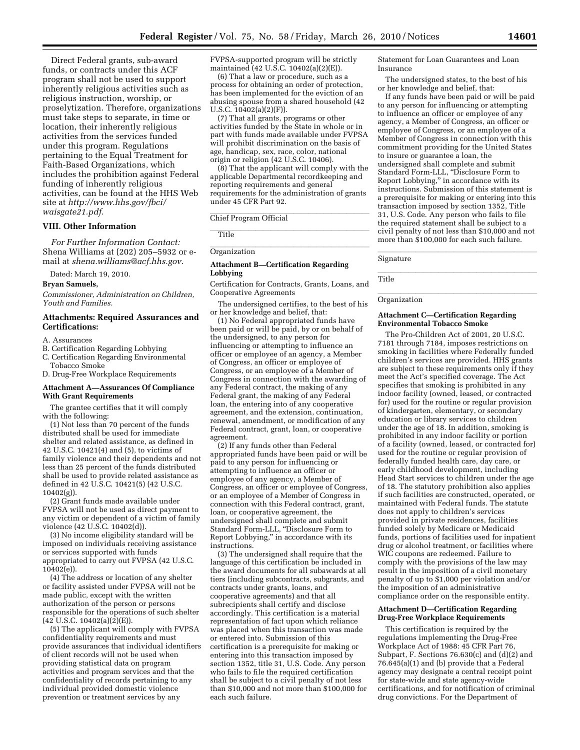Direct Federal grants, sub-award funds, or contracts under this ACF program shall not be used to support inherently religious activities such as religious instruction, worship, or proselytization. Therefore, organizations must take steps to separate, in time or location, their inherently religious activities from the services funded under this program. Regulations pertaining to the Equal Treatment for Faith-Based Organizations, which includes the prohibition against Federal funding of inherently religious activities, can be found at the HHS Web site at *http://www.hhs.gov/fbci/waisgate21.pdf.*

## VIII. Other Information

*For Further Information Contact:* Shena Williams at (202) 205–5932 or e-mail at *shena.williams@acf.hhs.gov.*

Dated: March 19, 2010.

**Bryan Samuels,**

*Commissioner, Administration on Children, Youth and Families.*

## Attachments: Required Assurances and Certifications:

A. Assurances
B. Certification Regarding Lobbying
C. Certification Regarding Environmental Tobacco Smoke
D. Drug-Free Workplace Requirements

### Attachment A—Assurances Of Compliance With Grant Requirements

The grantee certifies that it will comply with the following:

(1) Not less than 70 percent of the funds distributed shall be used for immediate shelter and related assistance, as defined in 42 U.S.C. 10421(4) and (5), to victims of family violence and their dependents and not less than 25 percent of the funds distributed shall be used to provide related assistance as defined in 42 U.S.C. 10421(5) (42 U.S.C. 10402(g)).

(2) Grant funds made available under FVPSA will not be used as direct payment to any victim or dependent of a victim of family violence (42 U.S.C. 10402(d)).

(3) No income eligibility standard will be imposed on individuals receiving assistance or services supported with funds appropriated to carry out FVPSA (42 U.S.C. 10402(e)).

(4) The address or location of any shelter or facility assisted under FVPSA will not be made public, except with the written authorization of the person or persons responsible for the operations of such shelter (42 U.S.C. 10402(a)(2)(E)).

(5) The applicant will comply with FVPSA confidentiality requirements and must provide assurances that individual identifiers of client records will not be used when providing statistical data on program activities and program services and that the confidentiality of records pertaining to any individual provided domestic violence prevention or treatment services by any FVPSA-supported program will be strictly maintained (42 U.S.C. 10402(a)(2)(E)).

(6) That a law or procedure, such as a process for obtaining an order of protection, has been implemented for the eviction of an abusing spouse from a shared household (42 U.S.C. 10402(a)(2)(F)).

(7) That all grants, programs or other activities funded by the State in whole or in part with funds made available under FVPSA will prohibit discrimination on the basis of age, handicap, sex, race, color, national origin or religion (42 U.S.C. 10406).

(8) That the applicant will comply with the applicable Departmental recordkeeping and reporting requirements and general requirements for the administration of grants under 45 CFR Part 92.

Chief Program Official

Title

Organization

### Attachment B—Certification Regarding Lobbying

Certification for Contracts, Grants, Loans, and Cooperative Agreements

The undersigned certifies, to the best of his or her knowledge and belief, that:

(1) No Federal appropriated funds have been paid or will be paid, by or on behalf of the undersigned, to any person for influencing or attempting to influence an officer or employee of an agency, a Member of Congress, an officer or employee of Congress, or an employee of a Member of Congress in connection with the awarding of any Federal contract, the making of any Federal grant, the making of any Federal loan, the entering into of any cooperative agreement, and the extension, continuation, renewal, amendment, or modification of any Federal contract, grant, loan, or cooperative agreement.

(2) If any funds other than Federal appropriated funds have been paid or will be paid to any person for influencing or attempting to influence an officer or employee of any agency, a Member of Congress, an officer or employee of Congress, or an employee of a Member of Congress in connection with this Federal contract, grant, loan, or cooperative agreement, the undersigned shall complete and submit Standard Form-LLL, "Disclosure Form to Report Lobbying," in accordance with its instructions.

(3) The undersigned shall require that the language of this certification be included in the award documents for all subawards at all tiers (including subcontracts, subgrants, and contracts under grants, loans, and cooperative agreements) and that all subrecipients shall certify and disclose accordingly. This certification is a material representation of fact upon which reliance was placed when this transaction was made or entered into. Submission of this certification is a prerequisite for making or entering into this transaction imposed by section 1352, title 31, U.S. Code. Any person who fails to file the required certification shall be subject to a civil penalty of not less than $10,000 and not more than $100,000 for each such failure.

Statement for Loan Guarantees and Loan Insurance

The undersigned states, to the best of his or her knowledge and belief, that:

If any funds have been paid or will be paid to any person for influencing or attempting to influence an officer or employee of any agency, a Member of Congress, an officer or employee of Congress, or an employee of a Member of Congress in connection with this commitment providing for the United States to insure or guarantee a loan, the undersigned shall complete and submit Standard Form-LLL, "Disclosure Form to Report Lobbying," in accordance with its instructions. Submission of this statement is a prerequisite for making or entering into this transaction imposed by section 1352, Title 31, U.S. Code. Any person who fails to file the required statement shall be subject to a civil penalty of not less than $10,000 and not more than $100,000 for each such failure.

Signature

Title

Organization

### Attachment C—Certification Regarding Environmental Tobacco Smoke

The Pro-Children Act of 2001, 20 U.S.C. 7181 through 7184, imposes restrictions on smoking in facilities where Federally funded children's services are provided. HHS grants are subject to these requirements only if they meet the Act's specified coverage. The Act specifies that smoking is prohibited in any indoor facility (owned, leased, or contracted for) used for the routine or regular provision of kindergarten, elementary, or secondary education or library services to children under the age of 18. In addition, smoking is prohibited in any indoor facility or portion of a facility (owned, leased, or contracted for) used for the routine or regular provision of federally funded health care, day care, or early childhood development, including Head Start services to children under the age of 18. The statutory prohibition also applies if such facilities are constructed, operated, or maintained with Federal funds. The statute does not apply to children's services provided in private residences, facilities funded solely by Medicare or Medicaid funds, portions of facilities used for inpatient drug or alcohol treatment, or facilities where WIC coupons are redeemed. Failure to comply with the provisions of the law may result in the imposition of a civil monetary penalty of up to $1,000 per violation and/or the imposition of an administrative compliance order on the responsible entity.

### Attachment D—Certification Regarding Drug-Free Workplace Requirements

This certification is required by the regulations implementing the Drug-Free Workplace Act of 1988: 45 CFR Part 76, Subpart, F. Sections 76.630(c) and (d)(2) and 76.645(a)(1) and (b) provide that a Federal agency may designate a central receipt point for state-wide and state agency-wide certifications, and for notification of criminal drug convictions. For the Department of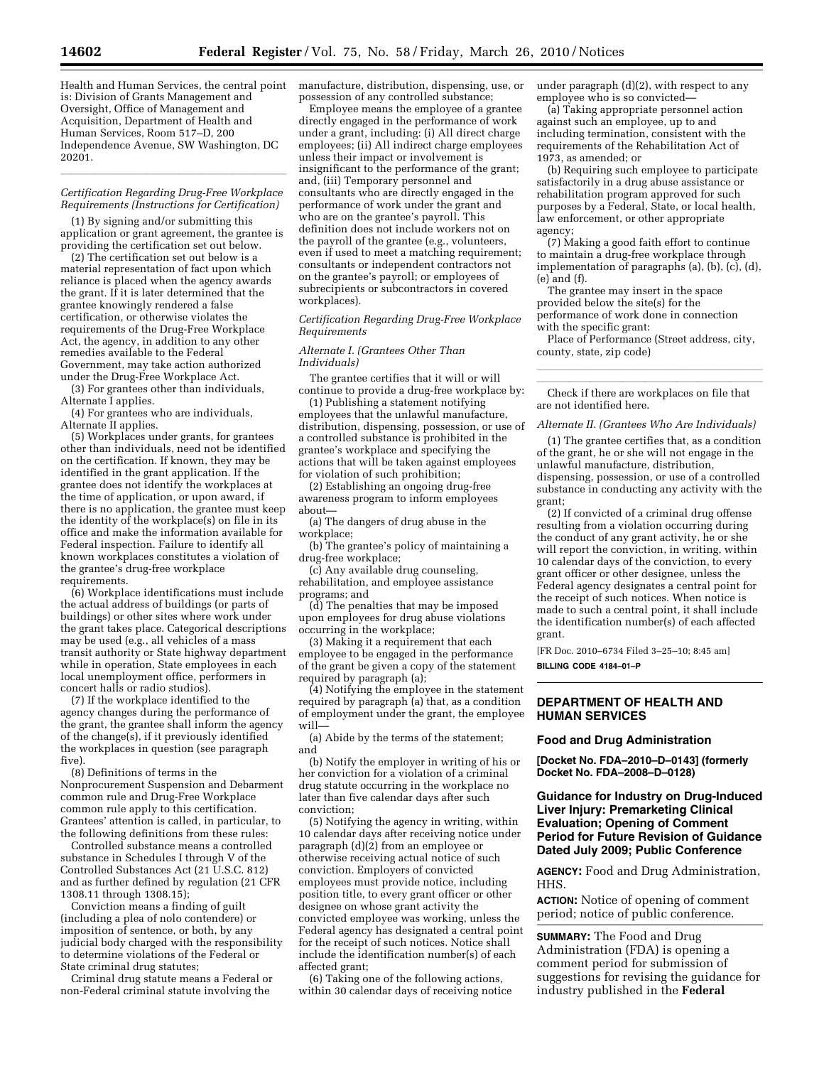Health and Human Services, the central point is: Division of Grants Management and Oversight, Office of Management and Acquisition, Department of Health and Human Services, Room 517–D, 200 Independence Avenue, SW Washington, DC 20201.

*Certification Regarding Drug-Free Workplace Requirements (Instructions for Certification)*

(1) By signing and/or submitting this application or grant agreement, the grantee is providing the certification set out below.

(2) The certification set out below is a material representation of fact upon which reliance is placed when the agency awards the grant. If it is later determined that the grantee knowingly rendered a false certification, or otherwise violates the requirements of the Drug-Free Workplace Act, the agency, in addition to any other remedies available to the Federal Government, may take action authorized under the Drug-Free Workplace Act.

(3) For grantees other than individuals, Alternate I applies.

(4) For grantees who are individuals, Alternate II applies.

(5) Workplaces under grants, for grantees other than individuals, need not be identified on the certification. If known, they may be identified in the grant application. If the grantee does not identify the workplaces at the time of application, or upon award, if there is no application, the grantee must keep the identity of the workplace(s) on file in its office and make the information available for Federal inspection. Failure to identify all known workplaces constitutes a violation of the grantee's drug-free workplace requirements.

(6) Workplace identifications must include the actual address of buildings (or parts of buildings) or other sites where work under the grant takes place. Categorical descriptions may be used (e.g., all vehicles of a mass transit authority or State highway department while in operation, State employees in each local unemployment office, performers in concert halls or radio studios).

(7) If the workplace identified to the agency changes during the performance of the grant, the grantee shall inform the agency of the change(s), if it previously identified the workplaces in question (see paragraph five).

(8) Definitions of terms in the Nonprocurement Suspension and Debarment common rule and Drug-Free Workplace common rule apply to this certification. Grantees' attention is called, in particular, to the following definitions from these rules:

Controlled substance means a controlled substance in Schedules I through V of the Controlled Substances Act (21 U.S.C. 812) and as further defined by regulation (21 CFR 1308.11 through 1308.15);

Conviction means a finding of guilt (including a plea of nolo contendere) or imposition of sentence, or both, by any judicial body charged with the responsibility to determine violations of the Federal or State criminal drug statutes;

Criminal drug statute means a Federal or non-Federal criminal statute involving the manufacture, distribution, dispensing, use, or possession of any controlled substance;

Employee means the employee of a grantee directly engaged in the performance of work under a grant, including: (i) All direct charge employees; (ii) All indirect charge employees unless their impact or involvement is insignificant to the performance of the grant; and, (iii) Temporary personnel and consultants who are directly engaged in the performance of work under the grant and who are on the grantee's payroll. This definition does not include workers not on the payroll of the grantee (e.g., volunteers, even if used to meet a matching requirement; consultants or independent contractors not on the grantee's payroll; or employees of subrecipients or subcontractors in covered workplaces).

*Certification Regarding Drug-Free Workplace Requirements*

*Alternate I. (Grantees Other Than Individuals)*

The grantee certifies that it will or will continue to provide a drug-free workplace by:

(1) Publishing a statement notifying employees that the unlawful manufacture, distribution, dispensing, possession, or use of a controlled substance is prohibited in the grantee's workplace and specifying the actions that will be taken against employees for violation of such prohibition;

(2) Establishing an ongoing drug-free awareness program to inform employees about—

(a) The dangers of drug abuse in the workplace;

(b) The grantee's policy of maintaining a drug-free workplace;

(c) Any available drug counseling, rehabilitation, and employee assistance programs; and

(d) The penalties that may be imposed upon employees for drug abuse violations occurring in the workplace;

(3) Making it a requirement that each employee to be engaged in the performance of the grant be given a copy of the statement required by paragraph (a);

(4) Notifying the employee in the statement required by paragraph (a) that, as a condition of employment under the grant, the employee will—

(a) Abide by the terms of the statement; and

(b) Notify the employer in writing of his or her conviction for a violation of a criminal drug statute occurring in the workplace no later than five calendar days after such conviction;

(5) Notifying the agency in writing, within 10 calendar days after receiving notice under paragraph (d)(2) from an employee or otherwise receiving actual notice of such conviction. Employers of convicted employees must provide notice, including position title, to every grant officer or other designee on whose grant activity the convicted employee was working, unless the Federal agency has designated a central point for the receipt of such notices. Notice shall include the identification number(s) of each affected grant;

(6) Taking one of the following actions, within 30 calendar days of receiving notice under paragraph (d)(2), with respect to any employee who is so convicted—

(a) Taking appropriate personnel action against such an employee, up to and including termination, consistent with the requirements of the Rehabilitation Act of 1973, as amended; or

(b) Requiring such employee to participate satisfactorily in a drug abuse assistance or rehabilitation program approved for such purposes by a Federal, State, or local health, law enforcement, or other appropriate agency;

(7) Making a good faith effort to continue to maintain a drug-free workplace through implementation of paragraphs (a), (b), (c), (d), (e) and (f).

The grantee may insert in the space provided below the site(s) for the performance of work done in connection with the specific grant:

Place of Performance (Street address, city, county, state, zip code)

Check if there are workplaces on file that are not identified here.

*Alternate II. (Grantees Who Are Individuals)*

(1) The grantee certifies that, as a condition of the grant, he or she will not engage in the unlawful manufacture, distribution, dispensing, possession, or use of a controlled substance in conducting any activity with the grant;

(2) If convicted of a criminal drug offense resulting from a violation occurring during the conduct of any grant activity, he or she will report the conviction, in writing, within 10 calendar days of the conviction, to every grant officer or other designee, unless the Federal agency designates a central point for the receipt of such notices. When notice is made to such a central point, it shall include the identification number(s) of each affected grant.

[FR Doc. 2010–6734 Filed 3–25–10; 8:45 am]

**BILLING CODE 4184–01–P**

## DEPARTMENT OF HEALTH AND HUMAN SERVICES

### Food and Drug Administration

**[Docket No. FDA–2010–D–0143] (formerly Docket No. FDA–2008–D–0128)**

### Guidance for Industry on Drug-Induced Liver Injury: Premarketing Clinical Evaluation; Opening of Comment Period for Future Revision of Guidance Dated July 2009; Public Conference

**AGENCY:** Food and Drug Administration, HHS.

**ACTION:** Notice of opening of comment period; notice of public conference.

**SUMMARY:** The Food and Drug Administration (FDA) is opening a comment period for submission of suggestions for revising the guidance for industry published in the **Federal**